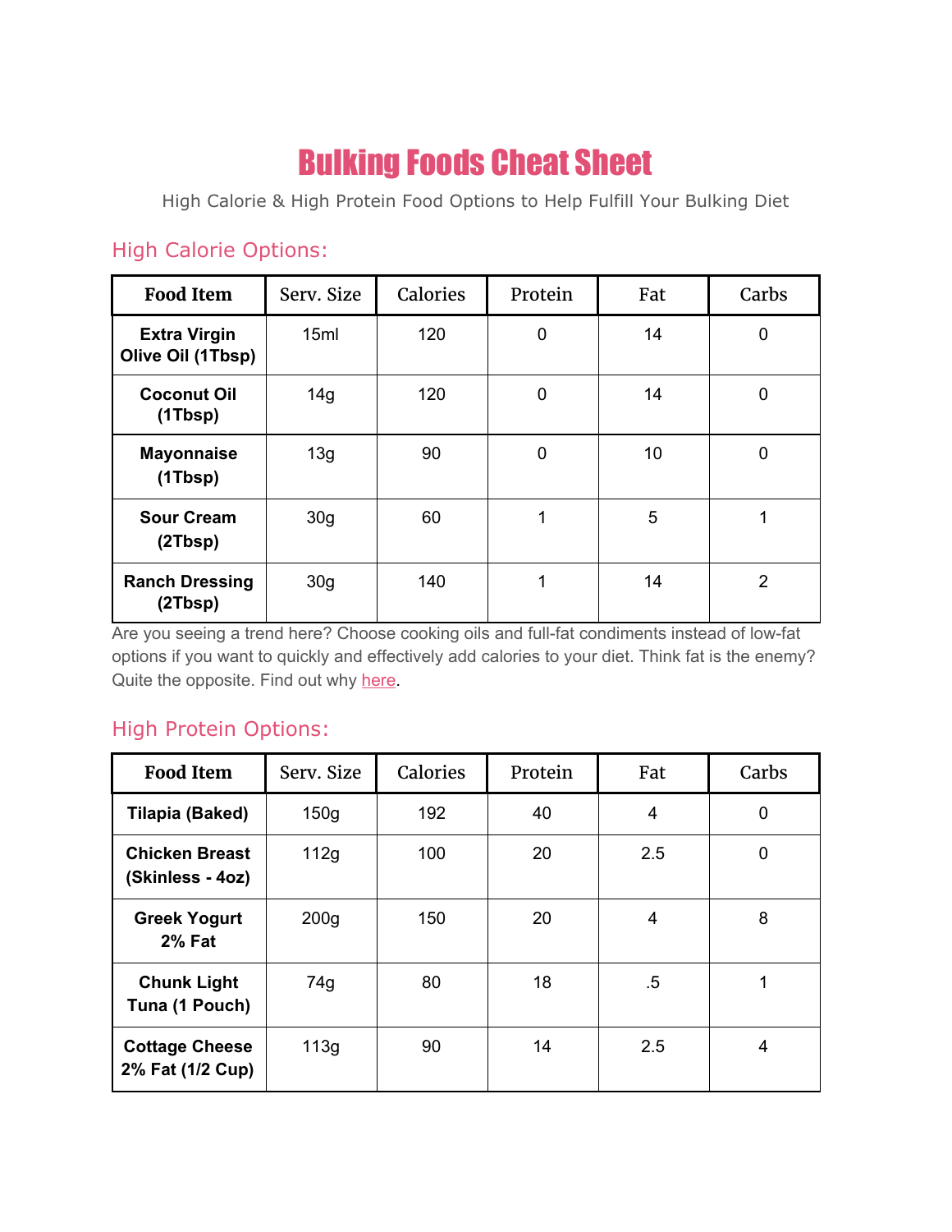# Bulking Foods Cheat Sheet

High Calorie & High Protein Food Options to Help Fulfill Your Bulking Diet

## High Calorie Options:

| Food Item | Serv. Size | Calories | Protein | Fat | Carbs |
|---|---|---|---|---|---|
| **Extra Virgin Olive Oil (1Tbsp)** | 15ml | 120 | 0 | 14 | 0 |
| **Coconut Oil (1Tbsp)** | 14g | 120 | 0 | 14 | 0 |
| **Mayonnaise (1Tbsp)** | 13g | 90 | 0 | 10 | 0 |
| **Sour Cream (2Tbsp)** | 30g | 60 | 1 | 5 | 1 |
| **Ranch Dressing (2Tbsp)** | 30g | 140 | 1 | 14 | 2 |

Are you seeing a trend here? Choose cooking oils and full-fat condiments instead of low-fat options if you want to quickly and effectively add calories to your diet. Think fat is the enemy? Quite the opposite. Find out why here.

## High Protein Options:

| Food Item | Serv. Size | Calories | Protein | Fat | Carbs |
|---|---|---|---|---|---|
| **Tilapia (Baked)** | 150g | 192 | 40 | 4 | 0 |
| **Chicken Breast (Skinless - 4oz)** | 112g | 100 | 20 | 2.5 | 0 |
| **Greek Yogurt 2% Fat** | 200g | 150 | 20 | 4 | 8 |
| **Chunk Light Tuna (1 Pouch)** | 74g | 80 | 18 | .5 | 1 |
| **Cottage Cheese 2% Fat (1/2 Cup)** | 113g | 90 | 14 | 2.5 | 4 |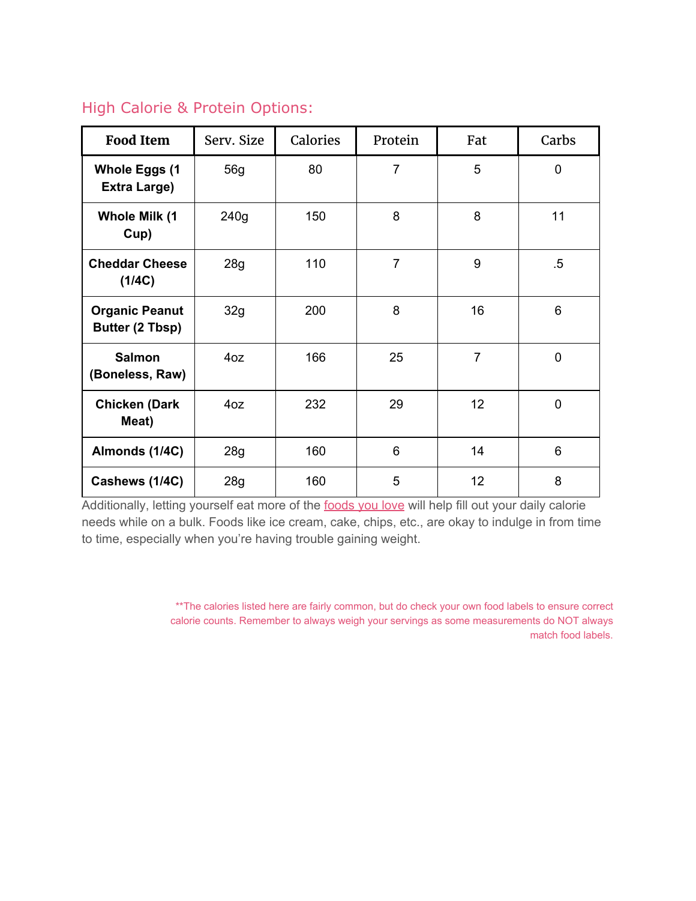## High Calorie & Protein Options:

| Food Item | Serv. Size | Calories | Protein | Fat | Carbs |
|---|---|---|---|---|---|
| **Whole Eggs (1 Extra Large)** | 56g | 80 | 7 | 5 | 0 |
| **Whole Milk (1 Cup)** | 240g | 150 | 8 | 8 | 11 |
| **Cheddar Cheese (1/4C)** | 28g | 110 | 7 | 9 | .5 |
| **Organic Peanut Butter (2 Tbsp)** | 32g | 200 | 8 | 16 | 6 |
| **Salmon (Boneless, Raw)** | 4oz | 166 | 25 | 7 | 0 |
| **Chicken (Dark Meat)** | 4oz | 232 | 29 | 12 | 0 |
| **Almonds (1/4C)** | 28g | 160 | 6 | 14 | 6 |
| **Cashews (1/4C)** | 28g | 160 | 5 | 12 | 8 |

Additionally, letting yourself eat more of the foods you love will help fill out your daily calorie needs while on a bulk. Foods like ice cream, cake, chips, etc., are okay to indulge in from time to time, especially when you're having trouble gaining weight.

**The calories listed here are fairly common, but do check your own food labels to ensure correct calorie counts. Remember to always weigh your servings as some measurements do NOT always match food labels.